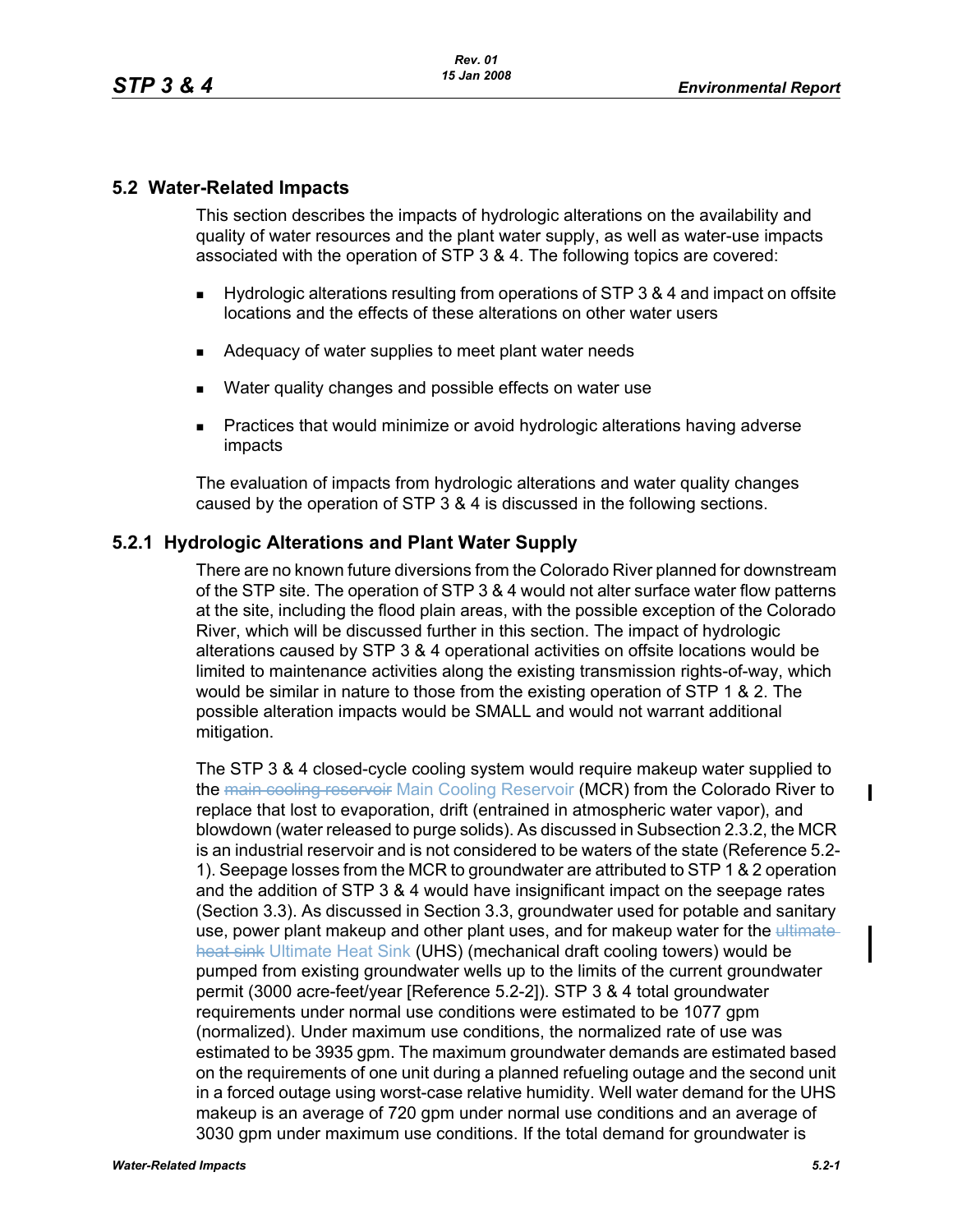## 5.2 Water-Related Impacts

This section describes the impacts of hydrologic alterations on the availability and quality of water resources and the plant water supply, as well as water-use impacts associated with the operation of STP 3 & 4. The following topics are covered:

- Hydrologic alterations resulting from operations of STP 3 & 4 and impact on offsite locations and the effects of these alterations on other water users
- Adequacy of water supplies to meet plant water needs
- Water quality changes and possible effects on water use
- Practices that would minimize or avoid hydrologic alterations having adverse impacts

The evaluation of impacts from hydrologic alterations and water quality changes caused by the operation of STP 3 & 4 is discussed in the following sections.

### 5.2.1 Hydrologic Alterations and Plant Water Supply

There are no known future diversions from the Colorado River planned for downstream of the STP site. The operation of STP 3 & 4 would not alter surface water flow patterns at the site, including the flood plain areas, with the possible exception of the Colorado River, which will be discussed further in this section. The impact of hydrologic alterations caused by STP 3 & 4 operational activities on offsite locations would be limited to maintenance activities along the existing transmission rights-of-way, which would be similar in nature to those from the existing operation of STP 1 & 2. The possible alteration impacts would be SMALL and would not warrant additional mitigation.

The STP 3 & 4 closed-cycle cooling system would require makeup water supplied to the ~~main cooling reservoir~~ Main Cooling Reservoir (MCR) from the Colorado River to replace that lost to evaporation, drift (entrained in atmospheric water vapor), and blowdown (water released to purge solids). As discussed in Subsection 2.3.2, the MCR is an industrial reservoir and is not considered to be waters of the state (Reference 5.2-1). Seepage losses from the MCR to groundwater are attributed to STP 1 & 2 operation and the addition of STP 3 & 4 would have insignificant impact on the seepage rates (Section 3.3). As discussed in Section 3.3, groundwater used for potable and sanitary use, power plant makeup and other plant uses, and for makeup water for the ~~ultimate heat sink~~ Ultimate Heat Sink (UHS) (mechanical draft cooling towers) would be pumped from existing groundwater wells up to the limits of the current groundwater permit (3000 acre-feet/year [Reference 5.2-2]). STP 3 & 4 total groundwater requirements under normal use conditions were estimated to be 1077 gpm (normalized). Under maximum use conditions, the normalized rate of use was estimated to be 3935 gpm. The maximum groundwater demands are estimated based on the requirements of one unit during a planned refueling outage and the second unit in a forced outage using worst-case relative humidity. Well water demand for the UHS makeup is an average of 720 gpm under normal use conditions and an average of 3030 gpm under maximum use conditions. If the total demand for groundwater is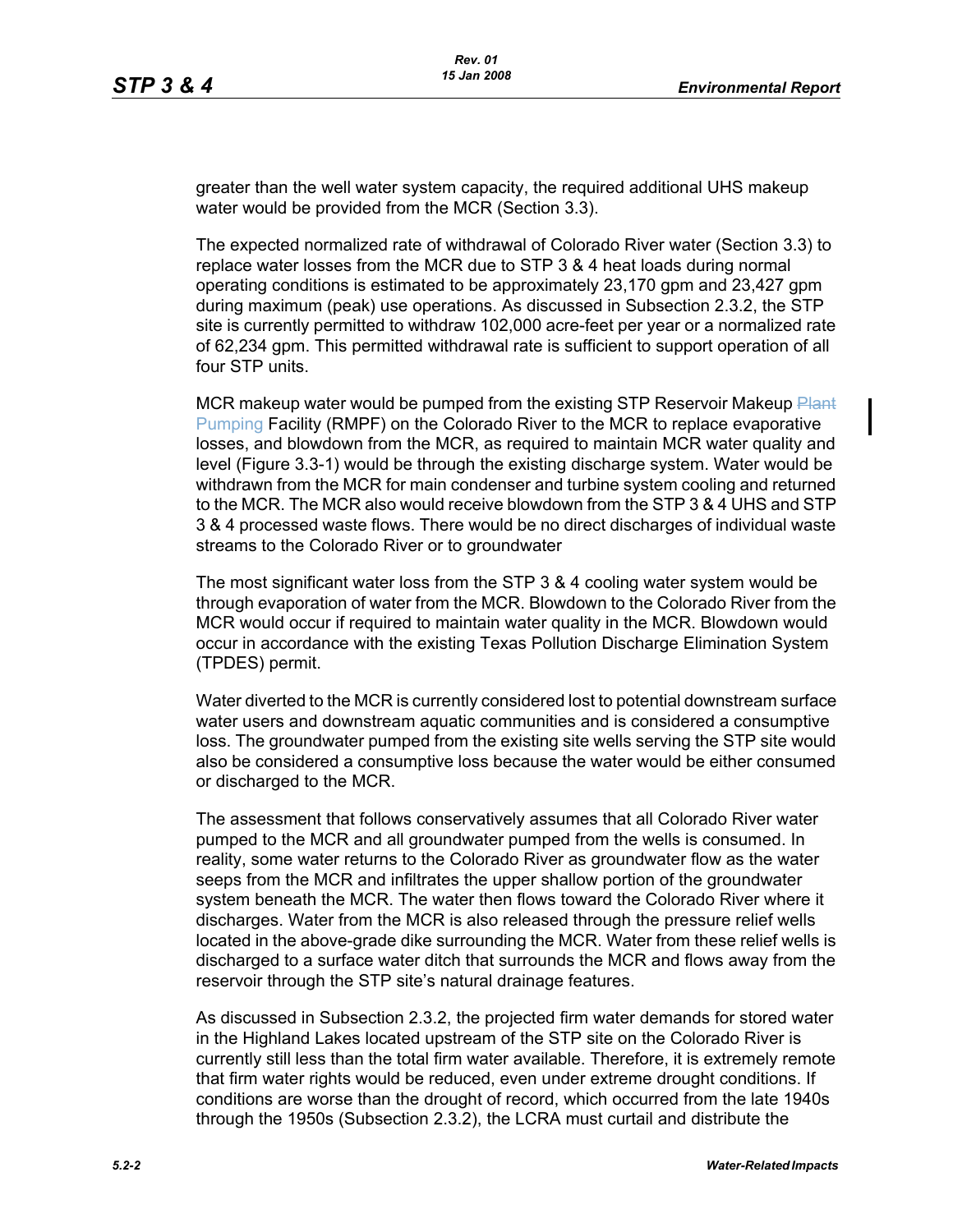greater than the well water system capacity, the required additional UHS makeup water would be provided from the MCR (Section 3.3).

The expected normalized rate of withdrawal of Colorado River water (Section 3.3) to replace water losses from the MCR due to STP 3 & 4 heat loads during normal operating conditions is estimated to be approximately 23,170 gpm and 23,427 gpm during maximum (peak) use operations. As discussed in Subsection 2.3.2, the STP site is currently permitted to withdraw 102,000 acre-feet per year or a normalized rate of 62,234 gpm. This permitted withdrawal rate is sufficient to support operation of all four STP units.

MCR makeup water would be pumped from the existing STP Reservoir Makeup ~~Plant~~ Pumping Facility (RMPF) on the Colorado River to the MCR to replace evaporative losses, and blowdown from the MCR, as required to maintain MCR water quality and level (Figure 3.3-1) would be through the existing discharge system. Water would be withdrawn from the MCR for main condenser and turbine system cooling and returned to the MCR. The MCR also would receive blowdown from the STP 3 & 4 UHS and STP 3 & 4 processed waste flows. There would be no direct discharges of individual waste streams to the Colorado River or to groundwater

The most significant water loss from the STP 3 & 4 cooling water system would be through evaporation of water from the MCR. Blowdown to the Colorado River from the MCR would occur if required to maintain water quality in the MCR. Blowdown would occur in accordance with the existing Texas Pollution Discharge Elimination System (TPDES) permit.

Water diverted to the MCR is currently considered lost to potential downstream surface water users and downstream aquatic communities and is considered a consumptive loss. The groundwater pumped from the existing site wells serving the STP site would also be considered a consumptive loss because the water would be either consumed or discharged to the MCR.

The assessment that follows conservatively assumes that all Colorado River water pumped to the MCR and all groundwater pumped from the wells is consumed. In reality, some water returns to the Colorado River as groundwater flow as the water seeps from the MCR and infiltrates the upper shallow portion of the groundwater system beneath the MCR. The water then flows toward the Colorado River where it discharges. Water from the MCR is also released through the pressure relief wells located in the above-grade dike surrounding the MCR. Water from these relief wells is discharged to a surface water ditch that surrounds the MCR and flows away from the reservoir through the STP site's natural drainage features.

As discussed in Subsection 2.3.2, the projected firm water demands for stored water in the Highland Lakes located upstream of the STP site on the Colorado River is currently still less than the total firm water available. Therefore, it is extremely remote that firm water rights would be reduced, even under extreme drought conditions. If conditions are worse than the drought of record, which occurred from the late 1940s through the 1950s (Subsection 2.3.2), the LCRA must curtail and distribute the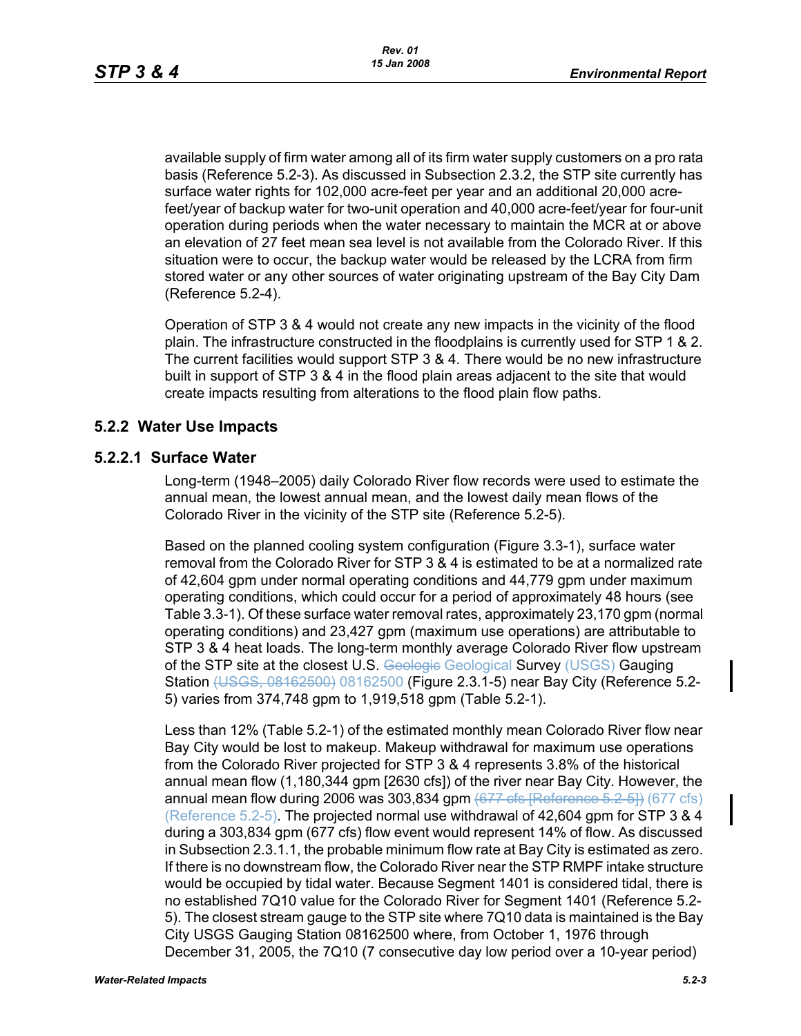available supply of firm water among all of its firm water supply customers on a pro rata basis (Reference 5.2-3). As discussed in Subsection 2.3.2, the STP site currently has surface water rights for 102,000 acre-feet per year and an additional 20,000 acre-feet/year of backup water for two-unit operation and 40,000 acre-feet/year for four-unit operation during periods when the water necessary to maintain the MCR at or above an elevation of 27 feet mean sea level is not available from the Colorado River. If this situation were to occur, the backup water would be released by the LCRA from firm stored water or any other sources of water originating upstream of the Bay City Dam (Reference 5.2-4).

Operation of STP 3 & 4 would not create any new impacts in the vicinity of the flood plain. The infrastructure constructed in the floodplains is currently used for STP 1 & 2. The current facilities would support STP 3 & 4. There would be no new infrastructure built in support of STP 3 & 4 in the flood plain areas adjacent to the site that would create impacts resulting from alterations to the flood plain flow paths.

## 5.2.2 Water Use Impacts

### 5.2.2.1 Surface Water

Long-term (1948–2005) daily Colorado River flow records were used to estimate the annual mean, the lowest annual mean, and the lowest daily mean flows of the Colorado River in the vicinity of the STP site (Reference 5.2-5).

Based on the planned cooling system configuration (Figure 3.3-1), surface water removal from the Colorado River for STP 3 & 4 is estimated to be at a normalized rate of 42,604 gpm under normal operating conditions and 44,779 gpm under maximum operating conditions, which could occur for a period of approximately 48 hours (see Table 3.3-1). Of these surface water removal rates, approximately 23,170 gpm (normal operating conditions) and 23,427 gpm (maximum use operations) are attributable to STP 3 & 4 heat loads. The long-term monthly average Colorado River flow upstream of the STP site at the closest U.S. ~~Geologic~~ Geological Survey (USGS) Gauging Station ~~(USGS, 08162500)~~ 08162500 (Figure 2.3.1-5) near Bay City (Reference 5.2-5) varies from 374,748 gpm to 1,919,518 gpm (Table 5.2-1).

Less than 12% (Table 5.2-1) of the estimated monthly mean Colorado River flow near Bay City would be lost to makeup. Makeup withdrawal for maximum use operations from the Colorado River projected for STP 3 & 4 represents 3.8% of the historical annual mean flow (1,180,344 gpm [2630 cfs]) of the river near Bay City. However, the annual mean flow during 2006 was 303,834 gpm ~~(677 cfs [Reference 5.2-5])~~ (677 cfs) (Reference 5.2-5). The projected normal use withdrawal of 42,604 gpm for STP 3 & 4 during a 303,834 gpm (677 cfs) flow event would represent 14% of flow. As discussed in Subsection 2.3.1.1, the probable minimum flow rate at Bay City is estimated as zero. If there is no downstream flow, the Colorado River near the STP RMPF intake structure would be occupied by tidal water. Because Segment 1401 is considered tidal, there is no established 7Q10 value for the Colorado River for Segment 1401 (Reference 5.2-5). The closest stream gauge to the STP site where 7Q10 data is maintained is the Bay City USGS Gauging Station 08162500 where, from October 1, 1976 through December 31, 2005, the 7Q10 (7 consecutive day low period over a 10-year period)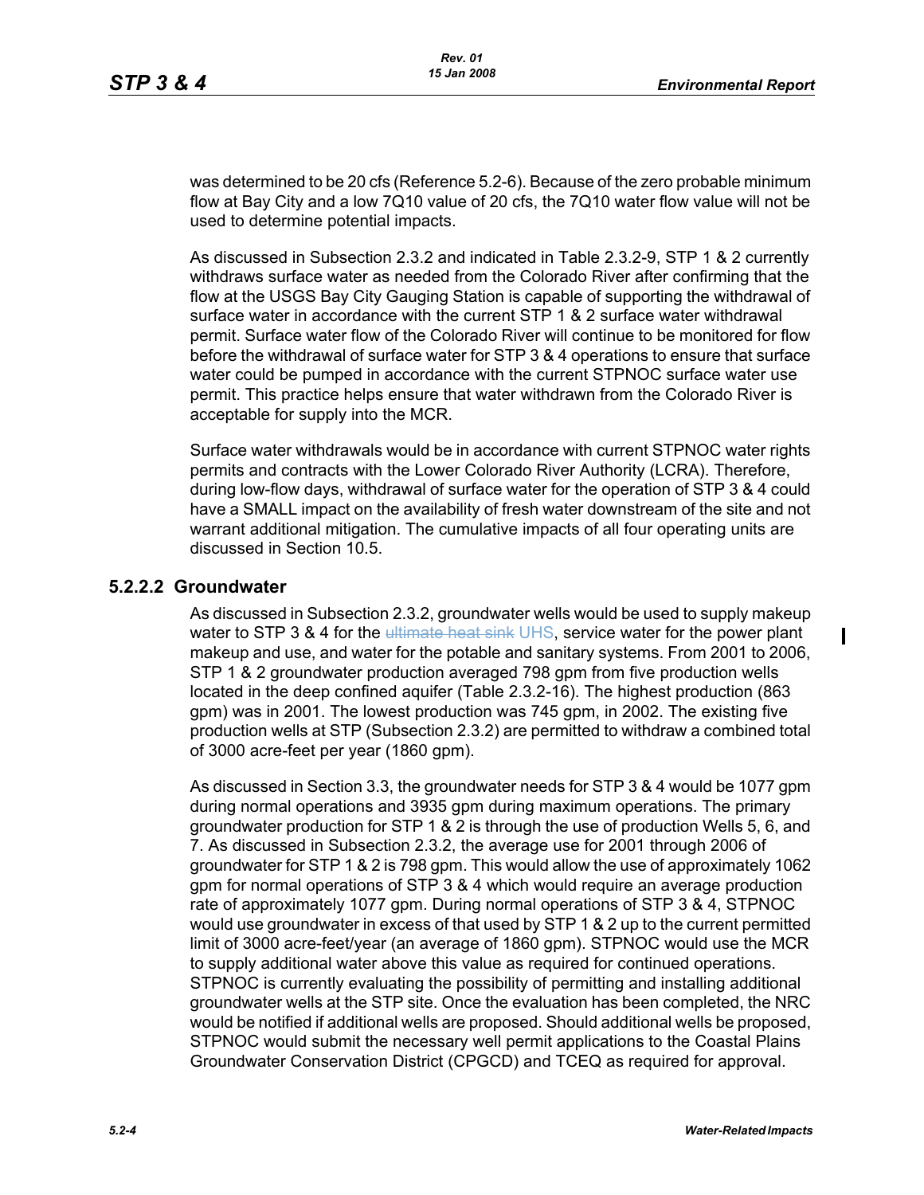was determined to be 20 cfs (Reference 5.2-6). Because of the zero probable minimum flow at Bay City and a low 7Q10 value of 20 cfs, the 7Q10 water flow value will not be used to determine potential impacts.

As discussed in Subsection 2.3.2 and indicated in Table 2.3.2-9, STP 1 & 2 currently withdraws surface water as needed from the Colorado River after confirming that the flow at the USGS Bay City Gauging Station is capable of supporting the withdrawal of surface water in accordance with the current STP 1 & 2 surface water withdrawal permit. Surface water flow of the Colorado River will continue to be monitored for flow before the withdrawal of surface water for STP 3 & 4 operations to ensure that surface water could be pumped in accordance with the current STPNOC surface water use permit. This practice helps ensure that water withdrawn from the Colorado River is acceptable for supply into the MCR.

Surface water withdrawals would be in accordance with current STPNOC water rights permits and contracts with the Lower Colorado River Authority (LCRA). Therefore, during low-flow days, withdrawal of surface water for the operation of STP 3 & 4 could have a SMALL impact on the availability of fresh water downstream of the site and not warrant additional mitigation. The cumulative impacts of all four operating units are discussed in Section 10.5.

### 5.2.2.2 Groundwater

As discussed in Subsection 2.3.2, groundwater wells would be used to supply makeup water to STP 3 & 4 for the ~~ultimate heat sink~~ UHS, service water for the power plant makeup and use, and water for the potable and sanitary systems. From 2001 to 2006, STP 1 & 2 groundwater production averaged 798 gpm from five production wells located in the deep confined aquifer (Table 2.3.2-16). The highest production (863 gpm) was in 2001. The lowest production was 745 gpm, in 2002. The existing five production wells at STP (Subsection 2.3.2) are permitted to withdraw a combined total of 3000 acre-feet per year (1860 gpm).

As discussed in Section 3.3, the groundwater needs for STP 3 & 4 would be 1077 gpm during normal operations and 3935 gpm during maximum operations. The primary groundwater production for STP 1 & 2 is through the use of production Wells 5, 6, and 7. As discussed in Subsection 2.3.2, the average use for 2001 through 2006 of groundwater for STP 1 & 2 is 798 gpm. This would allow the use of approximately 1062 gpm for normal operations of STP 3 & 4 which would require an average production rate of approximately 1077 gpm. During normal operations of STP 3 & 4, STPNOC would use groundwater in excess of that used by STP 1 & 2 up to the current permitted limit of 3000 acre-feet/year (an average of 1860 gpm). STPNOC would use the MCR to supply additional water above this value as required for continued operations. STPNOC is currently evaluating the possibility of permitting and installing additional groundwater wells at the STP site. Once the evaluation has been completed, the NRC would be notified if additional wells are proposed. Should additional wells be proposed, STPNOC would submit the necessary well permit applications to the Coastal Plains Groundwater Conservation District (CPGCD) and TCEQ as required for approval.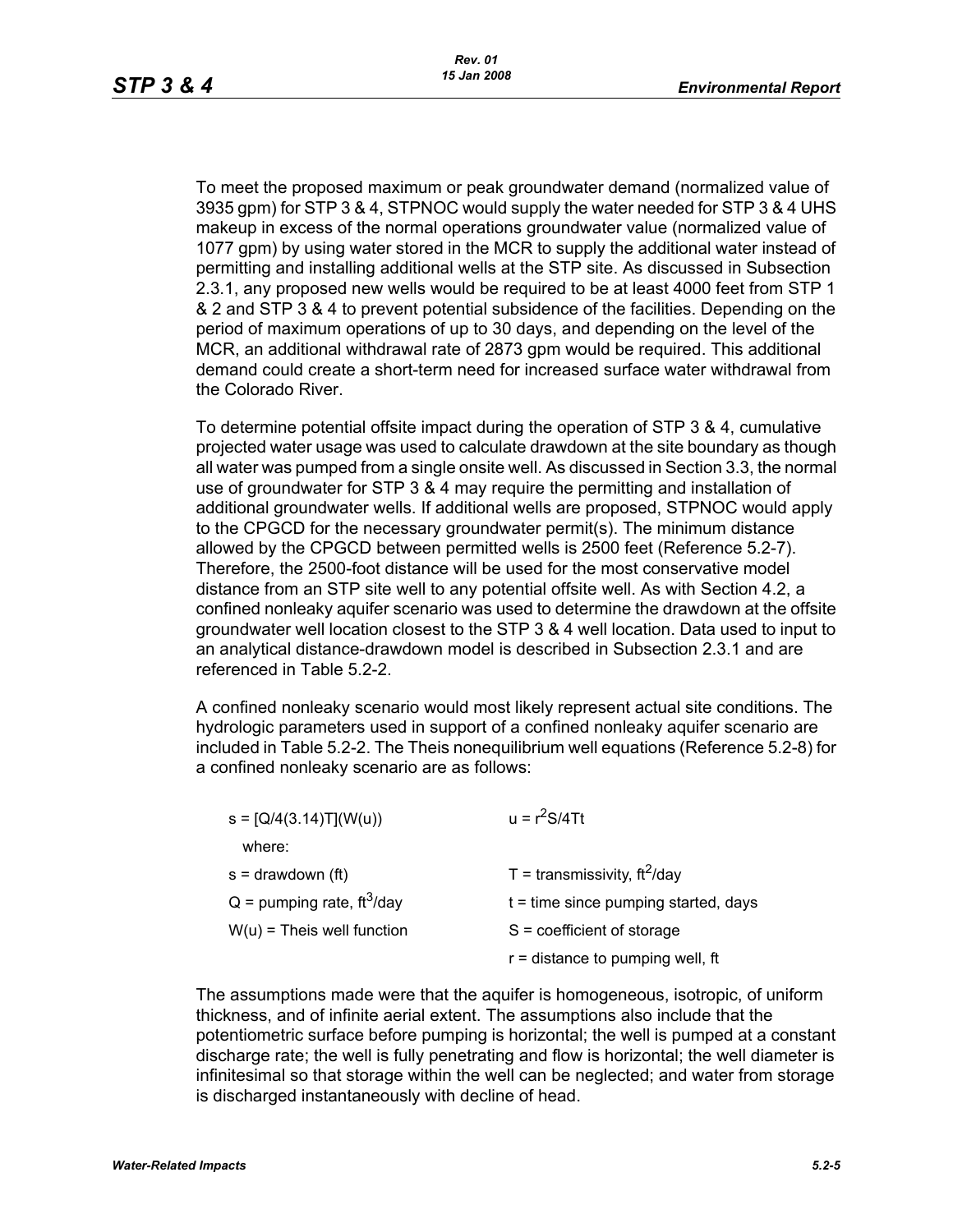To meet the proposed maximum or peak groundwater demand (normalized value of 3935 gpm) for STP 3 & 4, STPNOC would supply the water needed for STP 3 & 4 UHS makeup in excess of the normal operations groundwater value (normalized value of 1077 gpm) by using water stored in the MCR to supply the additional water instead of permitting and installing additional wells at the STP site. As discussed in Subsection 2.3.1, any proposed new wells would be required to be at least 4000 feet from STP 1 & 2 and STP 3 & 4 to prevent potential subsidence of the facilities. Depending on the period of maximum operations of up to 30 days, and depending on the level of the MCR, an additional withdrawal rate of 2873 gpm would be required. This additional demand could create a short-term need for increased surface water withdrawal from the Colorado River.

To determine potential offsite impact during the operation of STP 3 & 4, cumulative projected water usage was used to calculate drawdown at the site boundary as though all water was pumped from a single onsite well. As discussed in Section 3.3, the normal use of groundwater for STP 3 & 4 may require the permitting and installation of additional groundwater wells. If additional wells are proposed, STPNOC would apply to the CPGCD for the necessary groundwater permit(s). The minimum distance allowed by the CPGCD between permitted wells is 2500 feet (Reference 5.2-7). Therefore, the 2500-foot distance will be used for the most conservative model distance from an STP site well to any potential offsite well. As with Section 4.2, a confined nonleaky aquifer scenario was used to determine the drawdown at the offsite groundwater well location closest to the STP 3 & 4 well location. Data used to input to an analytical distance-drawdown model is described in Subsection 2.3.1 and are referenced in Table 5.2-2.

A confined nonleaky scenario would most likely represent actual site conditions. The hydrologic parameters used in support of a confined nonleaky aquifer scenario are included in Table 5.2-2. The Theis nonequilibrium well equations (Reference 5.2-8) for a confined nonleaky scenario are as follows:

$$s = [Q/4(3.14)T](W(u)) \qquad u = r^2S/4Tt$$

where:

| | |
|---|---|
| s = drawdown (ft) | T = transmissivity, $ft^2$/day |
| Q = pumping rate, $ft^3$/day | t = time since pumping started, days |
| W(u) = Theis well function | S = coefficient of storage |
| | r = distance to pumping well, ft |

The assumptions made were that the aquifer is homogeneous, isotropic, of uniform thickness, and of infinite aerial extent. The assumptions also include that the potentiometric surface before pumping is horizontal; the well is pumped at a constant discharge rate; the well is fully penetrating and flow is horizontal; the well diameter is infinitesimal so that storage within the well can be neglected; and water from storage is discharged instantaneously with decline of head.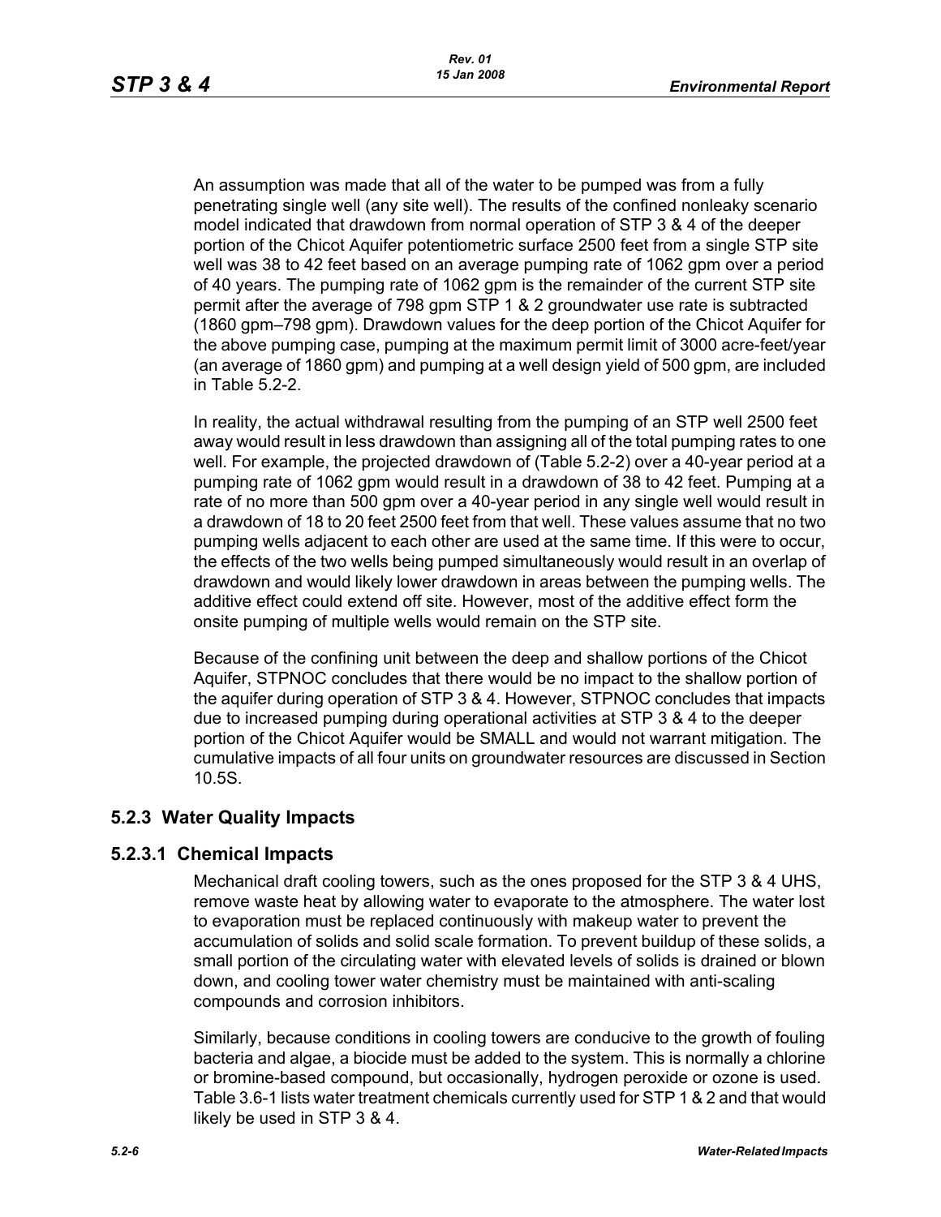An assumption was made that all of the water to be pumped was from a fully penetrating single well (any site well). The results of the confined nonleaky scenario model indicated that drawdown from normal operation of STP 3 & 4 of the deeper portion of the Chicot Aquifer potentiometric surface 2500 feet from a single STP site well was 38 to 42 feet based on an average pumping rate of 1062 gpm over a period of 40 years. The pumping rate of 1062 gpm is the remainder of the current STP site permit after the average of 798 gpm STP 1 & 2 groundwater use rate is subtracted (1860 gpm–798 gpm). Drawdown values for the deep portion of the Chicot Aquifer for the above pumping case, pumping at the maximum permit limit of 3000 acre-feet/year (an average of 1860 gpm) and pumping at a well design yield of 500 gpm, are included in Table 5.2-2.

In reality, the actual withdrawal resulting from the pumping of an STP well 2500 feet away would result in less drawdown than assigning all of the total pumping rates to one well. For example, the projected drawdown of (Table 5.2-2) over a 40-year period at a pumping rate of 1062 gpm would result in a drawdown of 38 to 42 feet. Pumping at a rate of no more than 500 gpm over a 40-year period in any single well would result in a drawdown of 18 to 20 feet 2500 feet from that well. These values assume that no two pumping wells adjacent to each other are used at the same time. If this were to occur, the effects of the two wells being pumped simultaneously would result in an overlap of drawdown and would likely lower drawdown in areas between the pumping wells. The additive effect could extend off site. However, most of the additive effect form the onsite pumping of multiple wells would remain on the STP site.

Because of the confining unit between the deep and shallow portions of the Chicot Aquifer, STPNOC concludes that there would be no impact to the shallow portion of the aquifer during operation of STP 3 & 4. However, STPNOC concludes that impacts due to increased pumping during operational activities at STP 3 & 4 to the deeper portion of the Chicot Aquifer would be SMALL and would not warrant mitigation. The cumulative impacts of all four units on groundwater resources are discussed in Section 10.5S.

## 5.2.3 Water Quality Impacts

### 5.2.3.1 Chemical Impacts

Mechanical draft cooling towers, such as the ones proposed for the STP 3 & 4 UHS, remove waste heat by allowing water to evaporate to the atmosphere. The water lost to evaporation must be replaced continuously with makeup water to prevent the accumulation of solids and solid scale formation. To prevent buildup of these solids, a small portion of the circulating water with elevated levels of solids is drained or blown down, and cooling tower water chemistry must be maintained with anti-scaling compounds and corrosion inhibitors.

Similarly, because conditions in cooling towers are conducive to the growth of fouling bacteria and algae, a biocide must be added to the system. This is normally a chlorine or bromine-based compound, but occasionally, hydrogen peroxide or ozone is used. Table 3.6-1 lists water treatment chemicals currently used for STP 1 & 2 and that would likely be used in STP 3 & 4.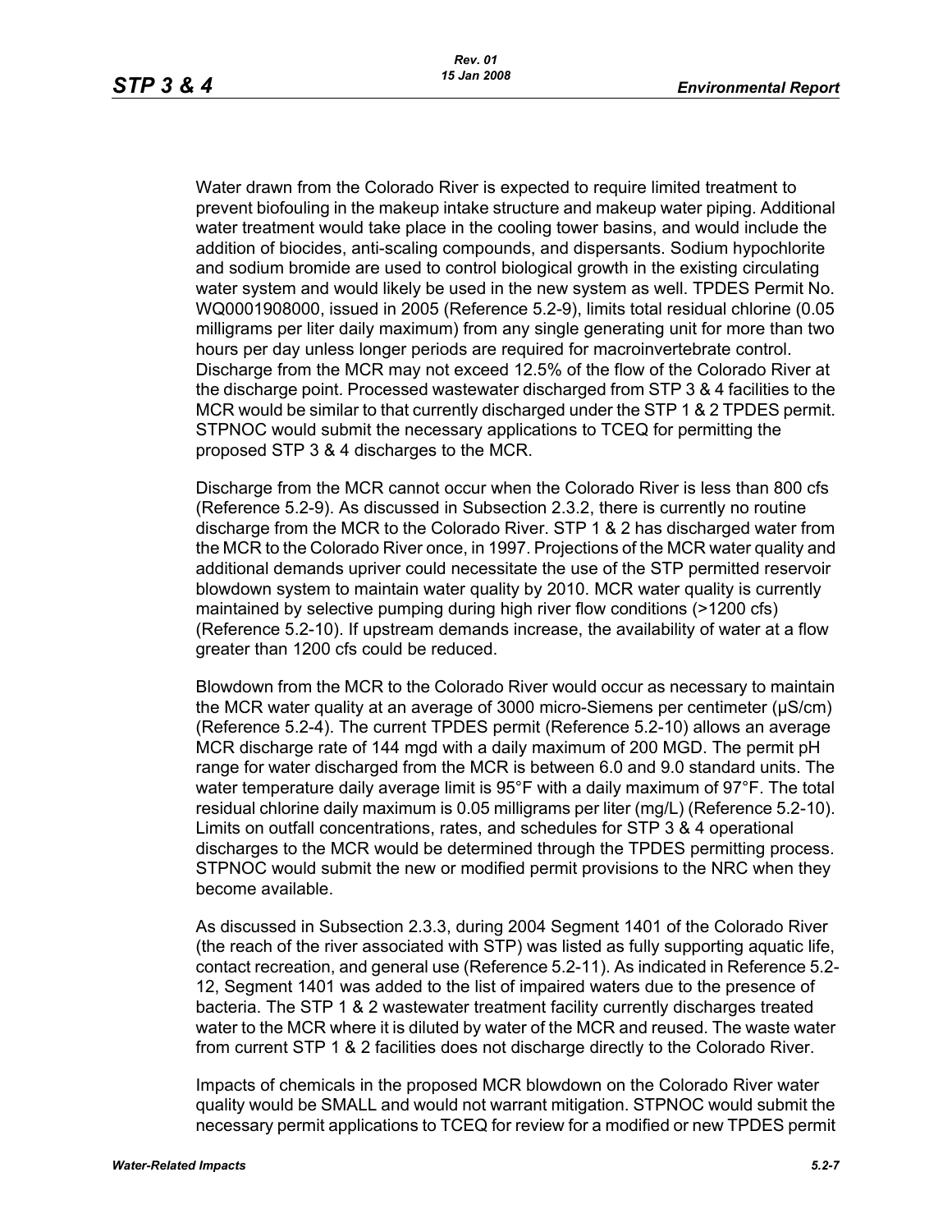Water drawn from the Colorado River is expected to require limited treatment to prevent biofouling in the makeup intake structure and makeup water piping. Additional water treatment would take place in the cooling tower basins, and would include the addition of biocides, anti-scaling compounds, and dispersants. Sodium hypochlorite and sodium bromide are used to control biological growth in the existing circulating water system and would likely be used in the new system as well. TPDES Permit No. WQ0001908000, issued in 2005 (Reference 5.2-9), limits total residual chlorine (0.05 milligrams per liter daily maximum) from any single generating unit for more than two hours per day unless longer periods are required for macroinvertebrate control. Discharge from the MCR may not exceed 12.5% of the flow of the Colorado River at the discharge point. Processed wastewater discharged from STP 3 & 4 facilities to the MCR would be similar to that currently discharged under the STP 1 & 2 TPDES permit. STPNOC would submit the necessary applications to TCEQ for permitting the proposed STP 3 & 4 discharges to the MCR.

Discharge from the MCR cannot occur when the Colorado River is less than 800 cfs (Reference 5.2-9). As discussed in Subsection 2.3.2, there is currently no routine discharge from the MCR to the Colorado River. STP 1 & 2 has discharged water from the MCR to the Colorado River once, in 1997. Projections of the MCR water quality and additional demands upriver could necessitate the use of the STP permitted reservoir blowdown system to maintain water quality by 2010. MCR water quality is currently maintained by selective pumping during high river flow conditions (>1200 cfs) (Reference 5.2-10). If upstream demands increase, the availability of water at a flow greater than 1200 cfs could be reduced.

Blowdown from the MCR to the Colorado River would occur as necessary to maintain the MCR water quality at an average of 3000 micro-Siemens per centimeter (µS/cm) (Reference 5.2-4). The current TPDES permit (Reference 5.2-10) allows an average MCR discharge rate of 144 mgd with a daily maximum of 200 MGD. The permit pH range for water discharged from the MCR is between 6.0 and 9.0 standard units. The water temperature daily average limit is 95°F with a daily maximum of 97°F. The total residual chlorine daily maximum is 0.05 milligrams per liter (mg/L) (Reference 5.2-10). Limits on outfall concentrations, rates, and schedules for STP 3 & 4 operational discharges to the MCR would be determined through the TPDES permitting process. STPNOC would submit the new or modified permit provisions to the NRC when they become available.

As discussed in Subsection 2.3.3, during 2004 Segment 1401 of the Colorado River (the reach of the river associated with STP) was listed as fully supporting aquatic life, contact recreation, and general use (Reference 5.2-11). As indicated in Reference 5.2-12, Segment 1401 was added to the list of impaired waters due to the presence of bacteria. The STP 1 & 2 wastewater treatment facility currently discharges treated water to the MCR where it is diluted by water of the MCR and reused. The waste water from current STP 1 & 2 facilities does not discharge directly to the Colorado River.

Impacts of chemicals in the proposed MCR blowdown on the Colorado River water quality would be SMALL and would not warrant mitigation. STPNOC would submit the necessary permit applications to TCEQ for review for a modified or new TPDES permit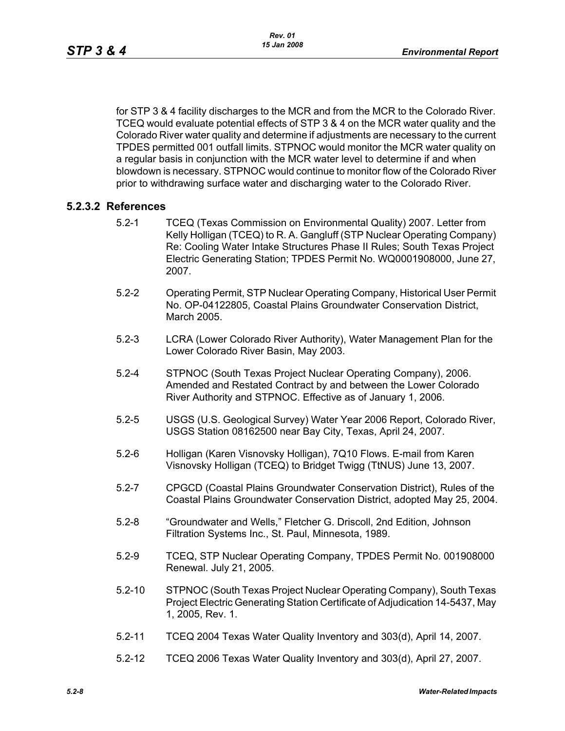for STP 3 & 4 facility discharges to the MCR and from the MCR to the Colorado River. TCEQ would evaluate potential effects of STP 3 & 4 on the MCR water quality and the Colorado River water quality and determine if adjustments are necessary to the current TPDES permitted 001 outfall limits. STPNOC would monitor the MCR water quality on a regular basis in conjunction with the MCR water level to determine if and when blowdown is necessary. STPNOC would continue to monitor flow of the Colorado River prior to withdrawing surface water and discharging water to the Colorado River.

### 5.2.3.2 References

5.2-1 TCEQ (Texas Commission on Environmental Quality) 2007. Letter from Kelly Holligan (TCEQ) to R. A. Gangluff (STP Nuclear Operating Company) Re: Cooling Water Intake Structures Phase II Rules; South Texas Project Electric Generating Station; TPDES Permit No. WQ0001908000, June 27, 2007.

5.2-2 Operating Permit, STP Nuclear Operating Company, Historical User Permit No. OP-04122805, Coastal Plains Groundwater Conservation District, March 2005.

5.2-3 LCRA (Lower Colorado River Authority), Water Management Plan for the Lower Colorado River Basin, May 2003.

5.2-4 STPNOC (South Texas Project Nuclear Operating Company), 2006. Amended and Restated Contract by and between the Lower Colorado River Authority and STPNOC. Effective as of January 1, 2006.

5.2-5 USGS (U.S. Geological Survey) Water Year 2006 Report, Colorado River, USGS Station 08162500 near Bay City, Texas, April 24, 2007.

5.2-6 Holligan (Karen Visnovsky Holligan), 7Q10 Flows. E-mail from Karen Visnovsky Holligan (TCEQ) to Bridget Twigg (TtNUS) June 13, 2007.

5.2-7 CPGCD (Coastal Plains Groundwater Conservation District), Rules of the Coastal Plains Groundwater Conservation District, adopted May 25, 2004.

5.2-8 "Groundwater and Wells," Fletcher G. Driscoll, 2nd Edition, Johnson Filtration Systems Inc., St. Paul, Minnesota, 1989.

5.2-9 TCEQ, STP Nuclear Operating Company, TPDES Permit No. 001908000 Renewal. July 21, 2005.

5.2-10 STPNOC (South Texas Project Nuclear Operating Company), South Texas Project Electric Generating Station Certificate of Adjudication 14-5437, May 1, 2005, Rev. 1.

5.2-11 TCEQ 2004 Texas Water Quality Inventory and 303(d), April 14, 2007.

5.2-12 TCEQ 2006 Texas Water Quality Inventory and 303(d), April 27, 2007.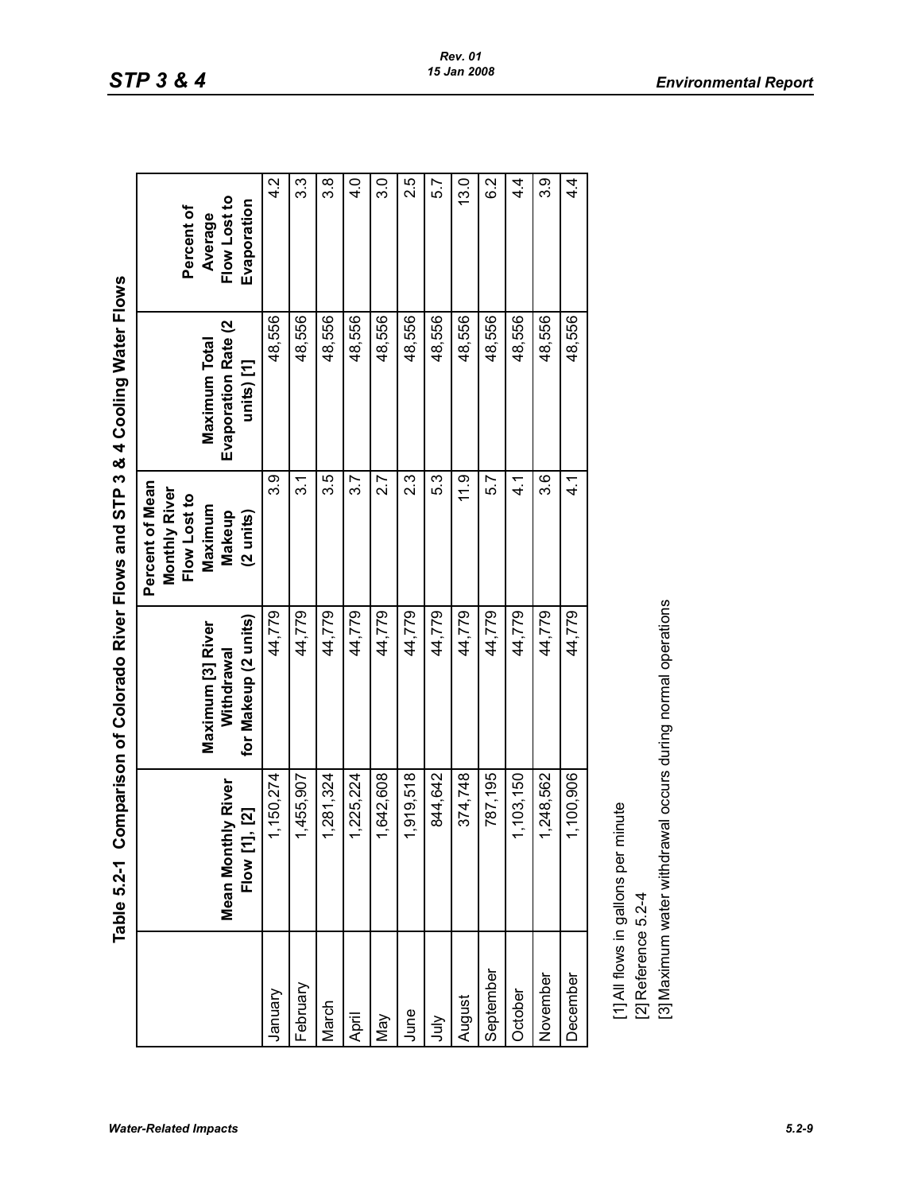## Table 5.2-1 Comparison of Colorado River Flows and STP 3 & 4 Cooling Water Flows

| | Mean Monthly River Flow [1], [2] | Maximum [3] River Withdrawal for Makeup (2 units) | Percent of Mean Monthly River Flow Lost to Maximum Makeup (2 units) | Maximum Total Evaporation Rate (2 units) [1] | Percent of Average Flow Lost to Evaporation |
|---|---|---|---|---|---|
| January | 1,150,274 | 44,779 | 3.9 | 48,556 | 4.2 |
| February | 1,455,907 | 44,779 | 3.1 | 48,556 | 3.3 |
| March | 1,281,324 | 44,779 | 3.5 | 48,556 | 3.8 |
| April | 1,225,224 | 44,779 | 3.7 | 48,556 | 4.0 |
| May | 1,642,608 | 44,779 | 2.7 | 48,556 | 3.0 |
| June | 1,919,518 | 44,779 | 2.3 | 48,556 | 2.5 |
| July | 844,642 | 44,779 | 5.3 | 48,556 | 5.7 |
| August | 374,748 | 44,779 | 11.9 | 48,556 | 13.0 |
| September | 787,195 | 44,779 | 5.7 | 48,556 | 6.2 |
| October | 1,103,150 | 44,779 | 4.1 | 48,556 | 4.4 |
| November | 1,248,562 | 44,779 | 3.6 | 48,556 | 3.9 |
| December | 1,100,906 | 44,779 | 4.1 | 48,556 | 4.4 |

[1] All flows in gallons per minute

[2] Reference 5.2-4

[3] Maximum water withdrawal occurs during normal operations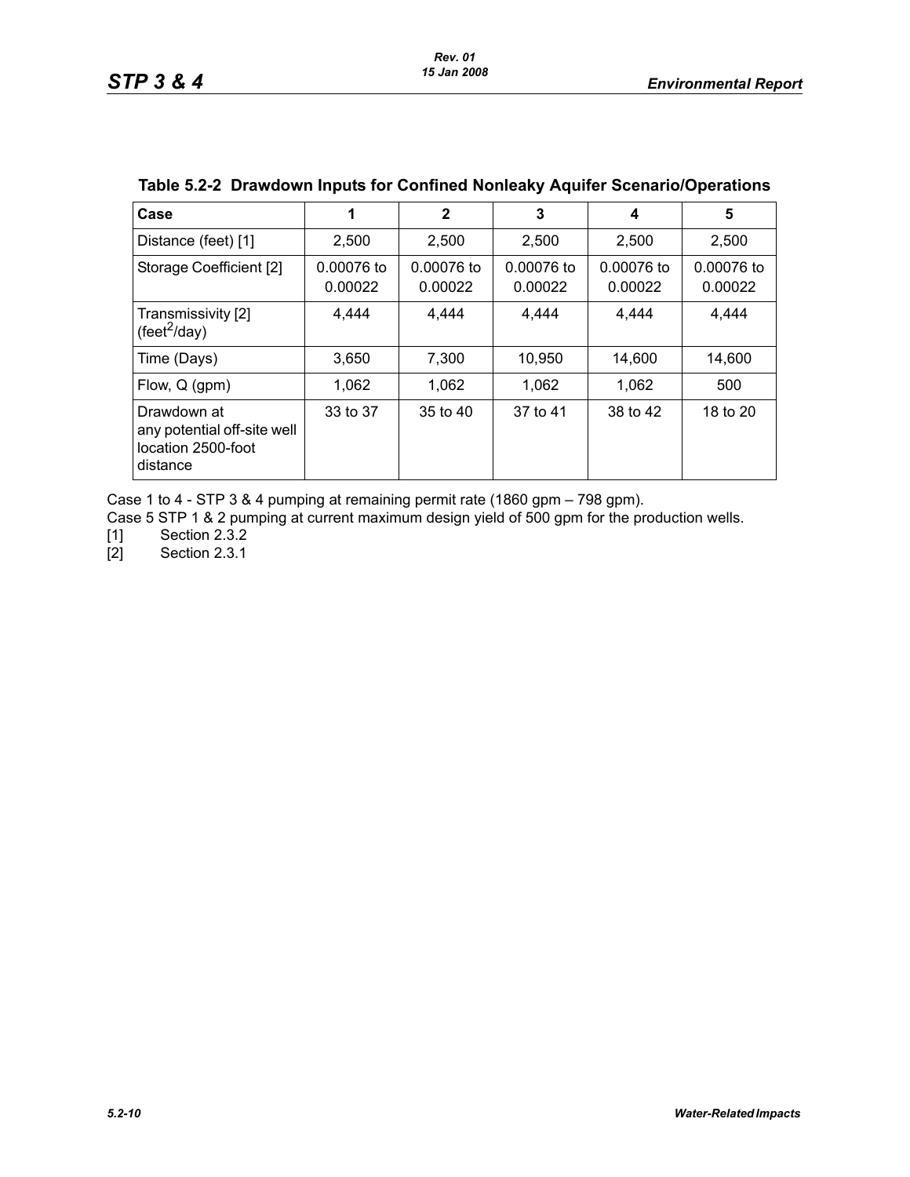**Table 5.2-2 Drawdown Inputs for Confined Nonleaky Aquifer Scenario/Operations**

| Case | 1 | 2 | 3 | 4 | 5 |
|---|---|---|---|---|---|
| Distance (feet) [1] | 2,500 | 2,500 | 2,500 | 2,500 | 2,500 |
| Storage Coefficient [2] | 0.00076 to 0.00022 | 0.00076 to 0.00022 | 0.00076 to 0.00022 | 0.00076 to 0.00022 | 0.00076 to 0.00022 |
| Transmissivity [2] (feet$^2$/day) | 4,444 | 4,444 | 4,444 | 4,444 | 4,444 |
| Time (Days) | 3,650 | 7,300 | 10,950 | 14,600 | 14,600 |
| Flow, Q (gpm) | 1,062 | 1,062 | 1,062 | 1,062 | 500 |
| Drawdown at any potential off-site well location 2500-foot distance | 33 to 37 | 35 to 40 | 37 to 41 | 38 to 42 | 18 to 20 |

Case 1 to 4 - STP 3 & 4 pumping at remaining permit rate (1860 gpm – 798 gpm).

Case 5 STP 1 & 2 pumping at current maximum design yield of 500 gpm for the production wells.

[1] Section 2.3.2

[2] Section 2.3.1